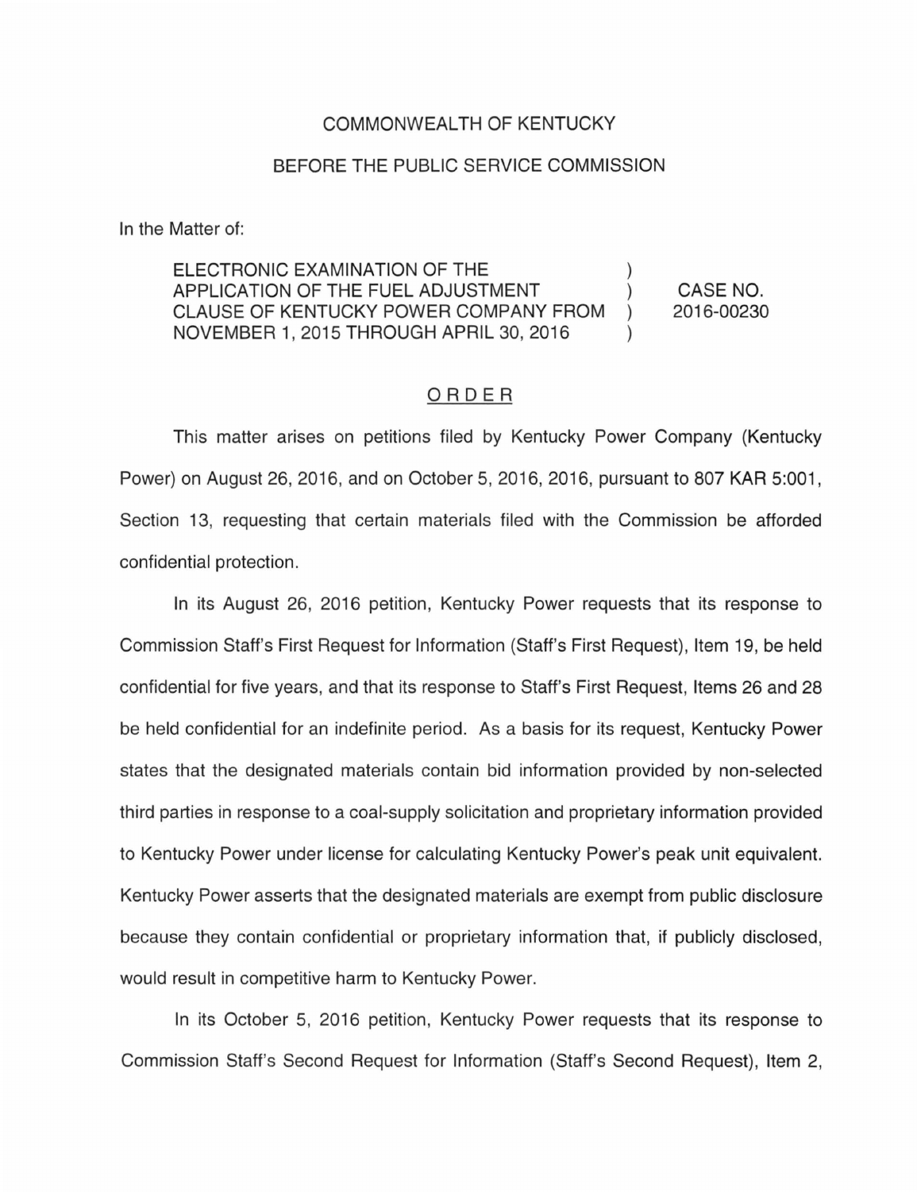COMMONWEALTH OF KENTUCKY

BEFORE THE PUBLIC SERVICE COMMISSION

In the Matter of:

| | | |
|---|---|---|
| ELECTRONIC EXAMINATION OF THE APPLICATION OF THE FUEL ADJUSTMENT CLAUSE OF KENTUCKY POWER COMPANY FROM NOVEMBER 1, 2015 THROUGH APRIL 30, 2016 | ) ) ) ) | CASE NO. 2016-00230 |

ORDER

This matter arises on petitions filed by Kentucky Power Company (Kentucky Power) on August 26, 2016, and on October 5, 2016, 2016, pursuant to 807 KAR 5:001, Section 13, requesting that certain materials filed with the Commission be afforded confidential protection.

In its August 26, 2016 petition, Kentucky Power requests that its response to Commission Staff's First Request for Information (Staff's First Request), Item 19, be held confidential for five years, and that its response to Staff's First Request, Items 26 and 28 be held confidential for an indefinite period. As a basis for its request, Kentucky Power states that the designated materials contain bid information provided by non-selected third parties in response to a coal-supply solicitation and proprietary information provided to Kentucky Power under license for calculating Kentucky Power's peak unit equivalent. Kentucky Power asserts that the designated materials are exempt from public disclosure because they contain confidential or proprietary information that, if publicly disclosed, would result in competitive harm to Kentucky Power.

In its October 5, 2016 petition, Kentucky Power requests that its response to Commission Staff's Second Request for Information (Staff's Second Request), Item 2,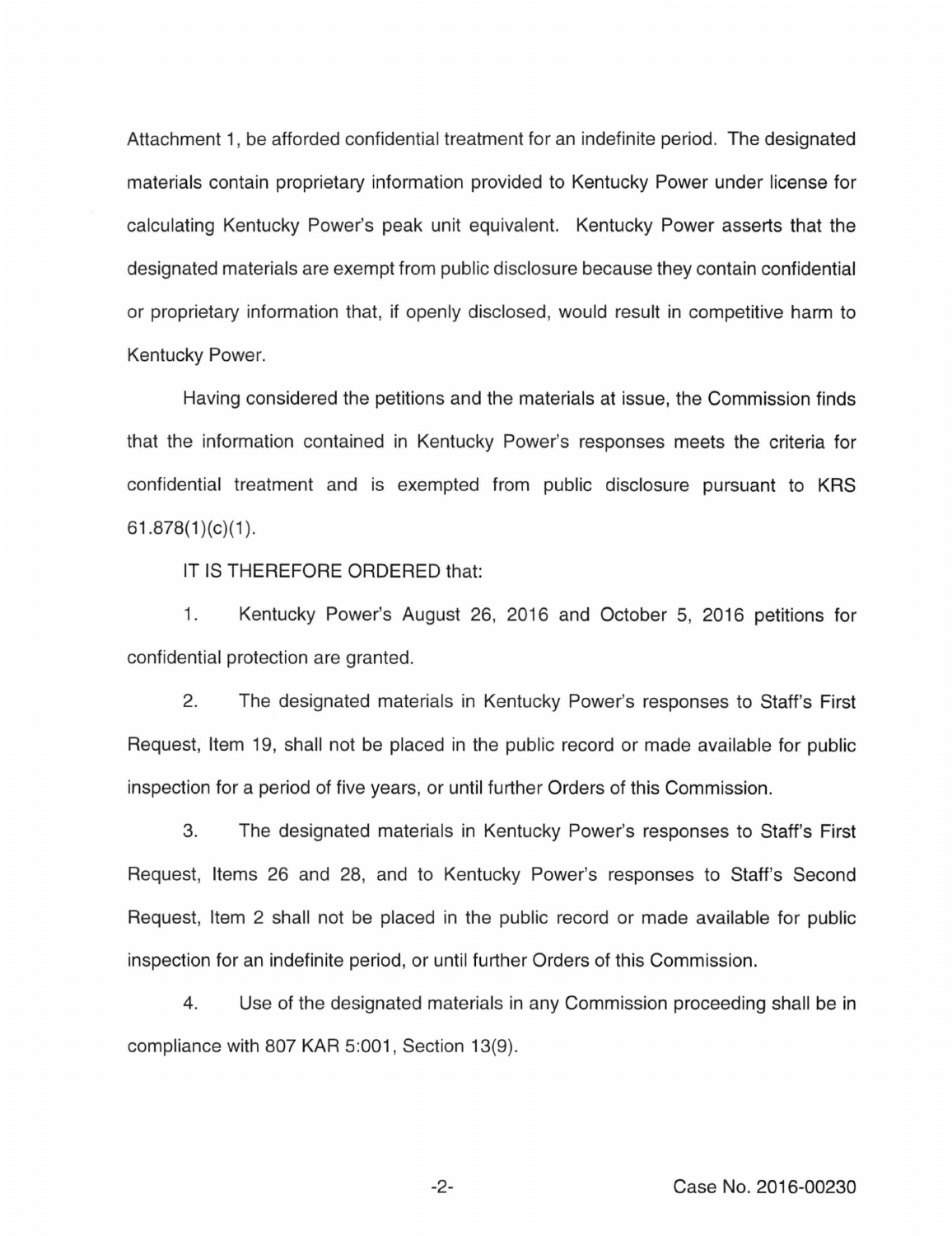Attachment 1, be afforded confidential treatment for an indefinite period. The designated materials contain proprietary information provided to Kentucky Power under license for calculating Kentucky Power's peak unit equivalent. Kentucky Power asserts that the designated materials are exempt from public disclosure because they contain confidential or proprietary information that, if openly disclosed, would result in competitive harm to Kentucky Power.

Having considered the petitions and the materials at issue, the Commission finds that the information contained in Kentucky Power's responses meets the criteria for confidential treatment and is exempted from public disclosure pursuant to KRS 61.878(1)(c)(1).

IT IS THEREFORE ORDERED that:

1. Kentucky Power's August 26, 2016 and October 5, 2016 petitions for confidential protection are granted.

2. The designated materials in Kentucky Power's responses to Staff's First Request, Item 19, shall not be placed in the public record or made available for public inspection for a period of five years, or until further Orders of this Commission.

3. The designated materials in Kentucky Power's responses to Staff's First Request, Items 26 and 28, and to Kentucky Power's responses to Staff's Second Request, Item 2 shall not be placed in the public record or made available for public inspection for an indefinite period, or until further Orders of this Commission.

4. Use of the designated materials in any Commission proceeding shall be in compliance with 807 KAR 5:001, Section 13(9).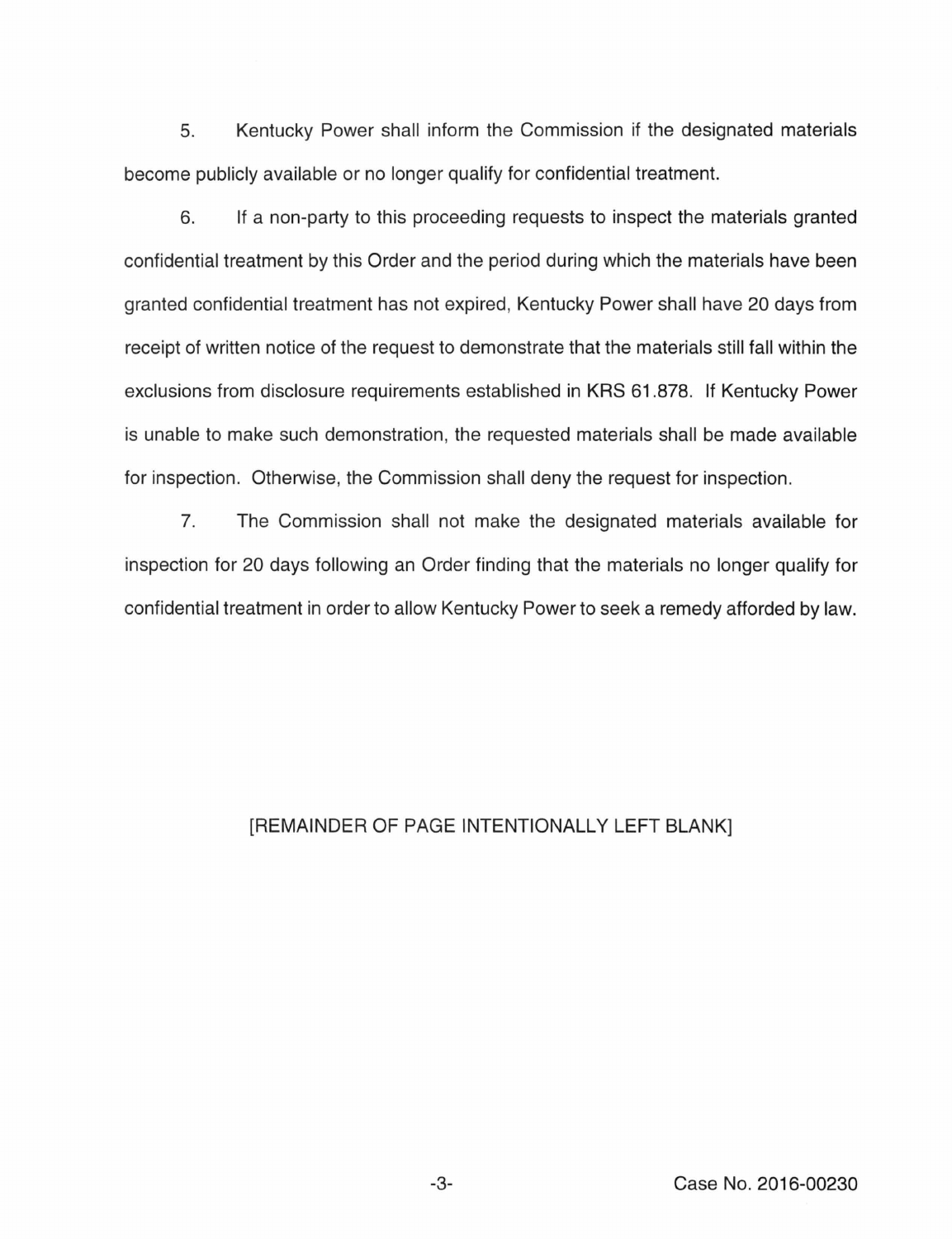5. Kentucky Power shall inform the Commission if the designated materials become publicly available or no longer qualify for confidential treatment.

6. If a non-party to this proceeding requests to inspect the materials granted confidential treatment by this Order and the period during which the materials have been granted confidential treatment has not expired, Kentucky Power shall have 20 days from receipt of written notice of the request to demonstrate that the materials still fall within the exclusions from disclosure requirements established in KRS 61.878. If Kentucky Power is unable to make such demonstration, the requested materials shall be made available for inspection. Otherwise, the Commission shall deny the request for inspection.

7. The Commission shall not make the designated materials available for inspection for 20 days following an Order finding that the materials no longer qualify for confidential treatment in order to allow Kentucky Power to seek a remedy afforded by law.

[REMAINDER OF PAGE INTENTIONALLY LEFT BLANK]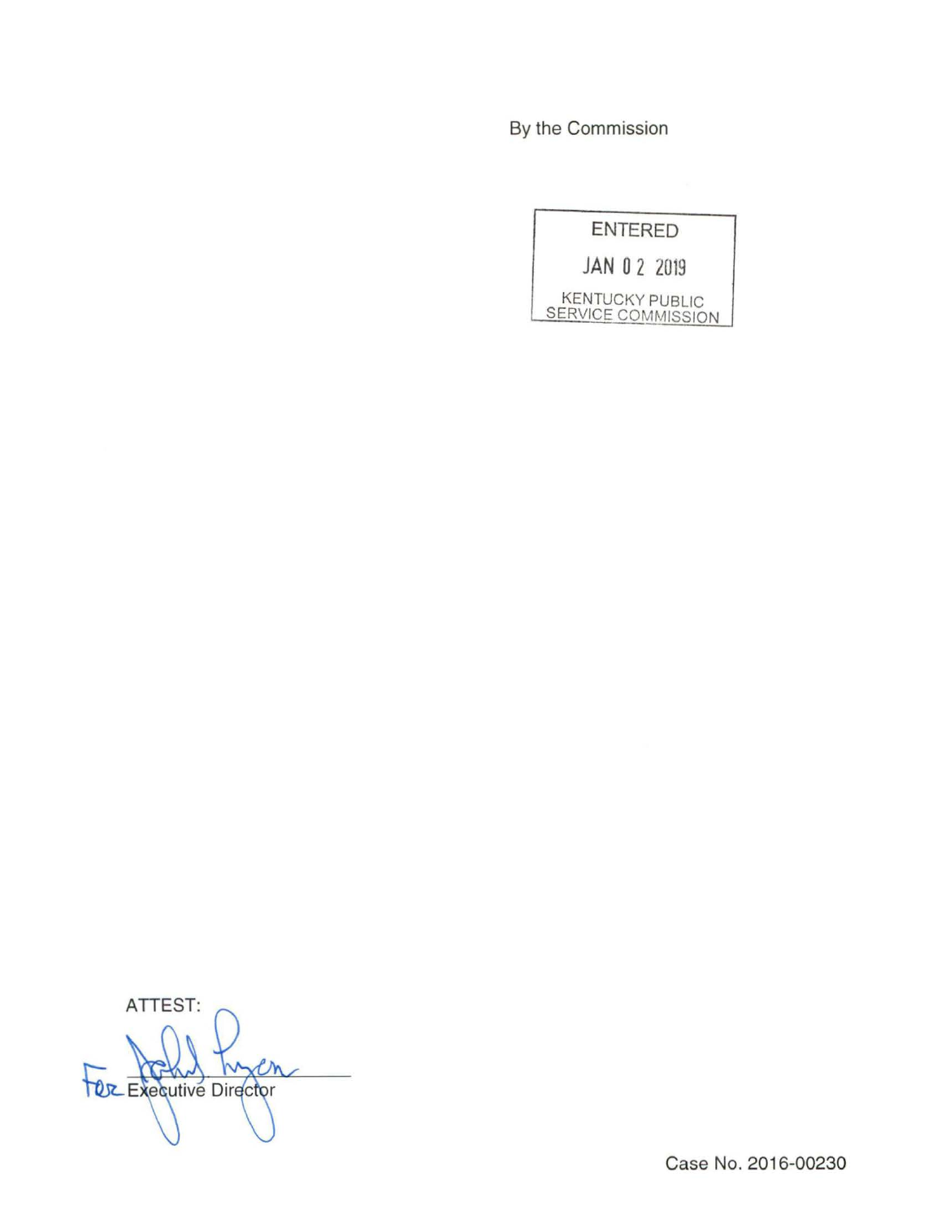By the Commission

ENTERED

JAN 02 2019

KENTUCKY PUBLIC SERVICE COMMISSION

ATTEST:

For Executive Director

Case No. 2016-00230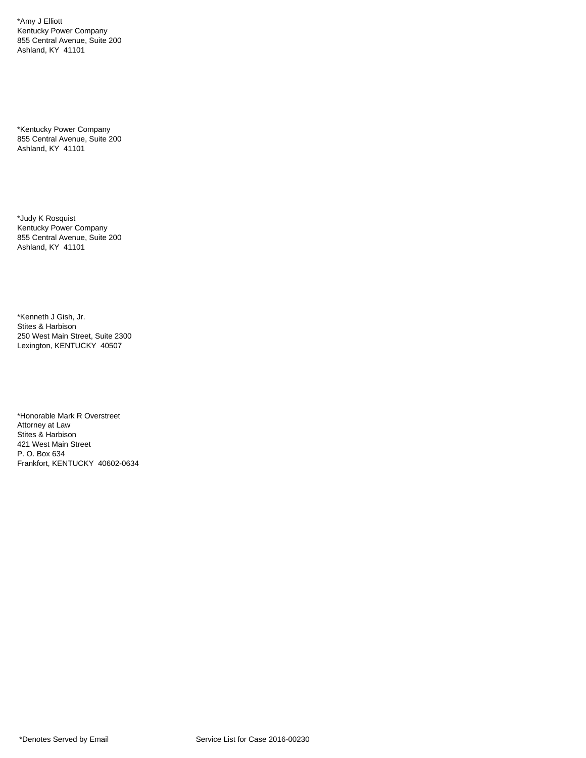*Amy J Elliott
Kentucky Power Company
855 Central Avenue, Suite 200
Ashland, KY  41101

*Kentucky Power Company
855 Central Avenue, Suite 200
Ashland, KY  41101

*Judy K Rosquist
Kentucky Power Company
855 Central Avenue, Suite 200
Ashland, KY  41101

*Kenneth J Gish, Jr.
Stites & Harbison
250 West Main Street, Suite 2300
Lexington, KENTUCKY  40507

*Honorable Mark R Overstreet
Attorney at Law
Stites & Harbison
421 West Main Street
P. O. Box 634
Frankfort, KENTUCKY  40602-0634

*Denotes Served by Email

Service List for Case 2016-00230